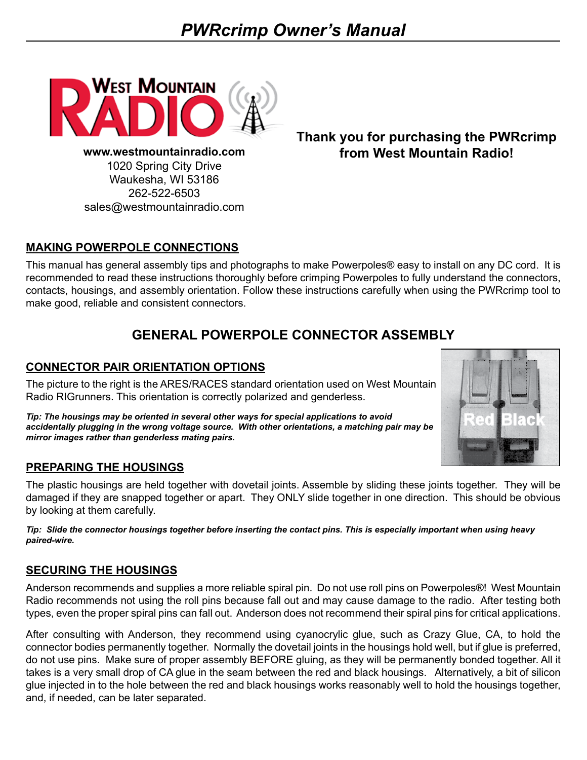# PWRcrimp Owner's Manual

**www.westmountainradio.com**
1020 Spring City Drive
Waukesha, WI 53186
262-522-6503
sales@westmountainradio.com

**Thank you for purchasing the PWRcrimp from West Mountain Radio!**

## MAKING POWERPOLE CONNECTIONS

This manual has general assembly tips and photographs to make Powerpoles® easy to install on any DC cord. It is recommended to read these instructions thoroughly before crimping Powerpoles to fully understand the connectors, contacts, housings, and assembly orientation. Follow these instructions carefully when using the PWRcrimp tool to make good, reliable and consistent connectors.

## GENERAL POWERPOLE CONNECTOR ASSEMBLY

### CONNECTOR PAIR ORIENTATION OPTIONS

The picture to the right is the ARES/RACES standard orientation used on West Mountain Radio RIGrunners. This orientation is correctly polarized and genderless.

***Tip: The housings may be oriented in several other ways for special applications to avoid accidentally plugging in the wrong voltage source. With other orientations, a matching pair may be mirror images rather than genderless mating pairs.***

### PREPARING THE HOUSINGS

The plastic housings are held together with dovetail joints. Assemble by sliding these joints together. They will be damaged if they are snapped together or apart. They ONLY slide together in one direction. This should be obvious by looking at them carefully.

***Tip: Slide the connector housings together before inserting the contact pins. This is especially important when using heavy paired-wire.***

### SECURING THE HOUSINGS

Anderson recommends and supplies a more reliable spiral pin. Do not use roll pins on Powerpoles®! West Mountain Radio recommends not using the roll pins because fall out and may cause damage to the radio. After testing both types, even the proper spiral pins can fall out. Anderson does not recommend their spiral pins for critical applications.

After consulting with Anderson, they recommend using cyanocrylic glue, such as Crazy Glue, CA, to hold the connector bodies permanently together. Normally the dovetail joints in the housings hold well, but if glue is preferred, do not use pins. Make sure of proper assembly BEFORE gluing, as they will be permanently bonded together. All it takes is a very small drop of CA glue in the seam between the red and black housings. Alternatively, a bit of silicon glue injected in to the hole between the red and black housings works reasonably well to hold the housings together, and, if needed, can be later separated.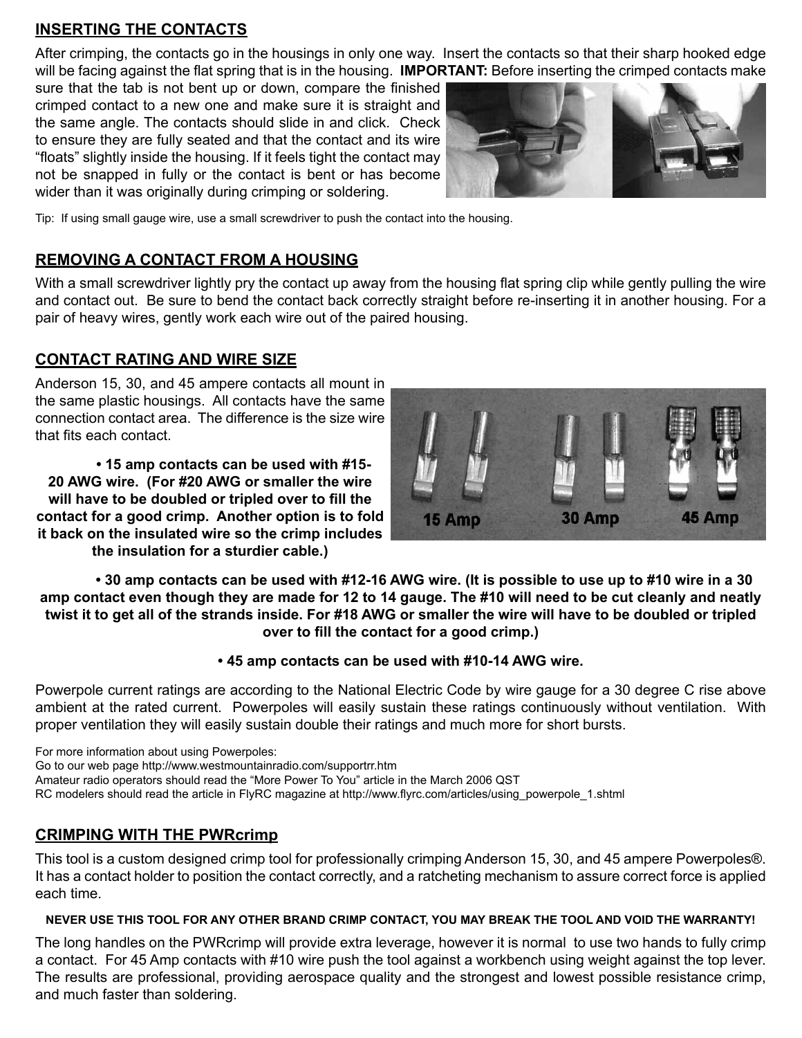## INSERTING THE CONTACTS

After crimping, the contacts go in the housings in only one way. Insert the contacts so that their sharp hooked edge will be facing against the flat spring that is in the housing. **IMPORTANT:** Before inserting the crimped contacts make sure that the tab is not bent up or down, compare the finished crimped contact to a new one and make sure it is straight and the same angle. The contacts should slide in and click. Check to ensure they are fully seated and that the contact and its wire "floats" slightly inside the housing. If it feels tight the contact may not be snapped in fully or the contact is bent or has become wider than it was originally during crimping or soldering.

Tip: If using small gauge wire, use a small screwdriver to push the contact into the housing.

## REMOVING A CONTACT FROM A HOUSING

With a small screwdriver lightly pry the contact up away from the housing flat spring clip while gently pulling the wire and contact out. Be sure to bend the contact back correctly straight before re-inserting it in another housing. For a pair of heavy wires, gently work each wire out of the paired housing.

## CONTACT RATING AND WIRE SIZE

Anderson 15, 30, and 45 ampere contacts all mount in the same plastic housings. All contacts have the same connection contact area. The difference is the size wire that fits each contact.

15 Amp 30 Amp 45 Amp

- **15 amp contacts can be used with #15-20 AWG wire. (For #20 AWG or smaller the wire will have to be doubled or tripled over to fill the contact for a good crimp. Another option is to fold it back on the insulated wire so the crimp includes the insulation for a sturdier cable.)**

- **30 amp contacts can be used with #12-16 AWG wire. (It is possible to use up to #10 wire in a 30 amp contact even though they are made for 12 to 14 gauge. The #10 will need to be cut cleanly and neatly twist it to get all of the strands inside. For #18 AWG or smaller the wire will have to be doubled or tripled over to fill the contact for a good crimp.)**

- **45 amp contacts can be used with #10-14 AWG wire.**

Powerpole current ratings are according to the National Electric Code by wire gauge for a 30 degree C rise above ambient at the rated current. Powerpoles will easily sustain these ratings continuously without ventilation. With proper ventilation they will easily sustain double their ratings and much more for short bursts.

For more information about using Powerpoles:
Go to our web page http://www.westmountainradio.com/supportrr.htm
Amateur radio operators should read the "More Power To You" article in the March 2006 QST
RC modelers should read the article in FlyRC magazine at http://www.flyrc.com/articles/using_powerpole_1.shtml

## CRIMPING WITH THE PWRcrimp

This tool is a custom designed crimp tool for professionally crimping Anderson 15, 30, and 45 ampere Powerpoles®. It has a contact holder to position the contact correctly, and a ratcheting mechanism to assure correct force is applied each time.

**NEVER USE THIS TOOL FOR ANY OTHER BRAND CRIMP CONTACT, YOU MAY BREAK THE TOOL AND VOID THE WARRANTY!**

The long handles on the PWRcrimp will provide extra leverage, however it is normal to use two hands to fully crimp a contact. For 45 Amp contacts with #10 wire push the tool against a workbench using weight against the top lever. The results are professional, providing aerospace quality and the strongest and lowest possible resistance crimp, and much faster than soldering.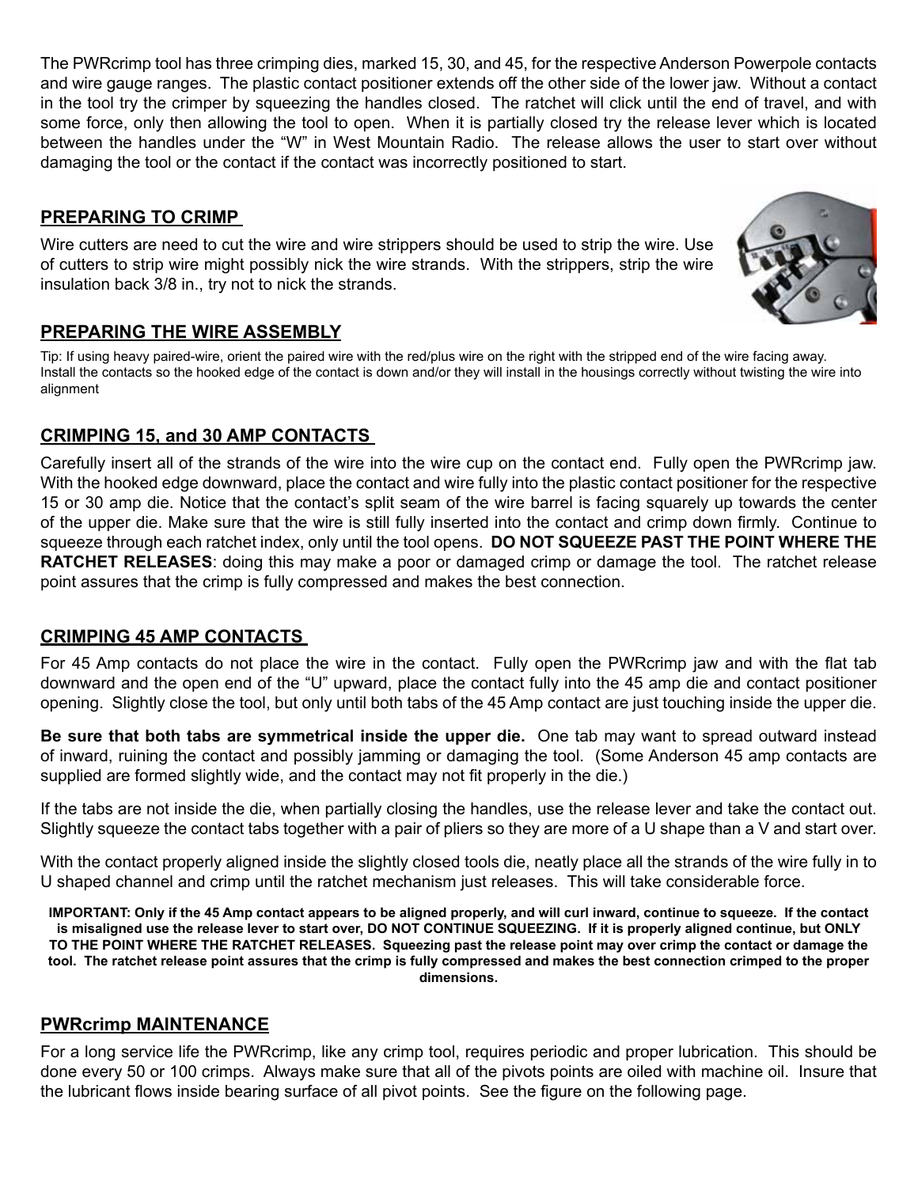The PWRcrimp tool has three crimping dies, marked 15, 30, and 45, for the respective Anderson Powerpole contacts and wire gauge ranges. The plastic contact positioner extends off the other side of the lower jaw. Without a contact in the tool try the crimper by squeezing the handles closed. The ratchet will click until the end of travel, and with some force, only then allowing the tool to open. When it is partially closed try the release lever which is located between the handles under the "W" in West Mountain Radio. The release allows the user to start over without damaging the tool or the contact if the contact was incorrectly positioned to start.

## PREPARING TO CRIMP

Wire cutters are need to cut the wire and wire strippers should be used to strip the wire. Use of cutters to strip wire might possibly nick the wire strands. With the strippers, strip the wire insulation back 3/8 in., try not to nick the strands.

## PREPARING THE WIRE ASSEMBLY

Tip: If using heavy paired-wire, orient the paired wire with the red/plus wire on the right with the stripped end of the wire facing away. Install the contacts so the hooked edge of the contact is down and/or they will install in the housings correctly without twisting the wire into alignment

## CRIMPING 15, and 30 AMP CONTACTS

Carefully insert all of the strands of the wire into the wire cup on the contact end. Fully open the PWRcrimp jaw. With the hooked edge downward, place the contact and wire fully into the plastic contact positioner for the respective 15 or 30 amp die. Notice that the contact's split seam of the wire barrel is facing squarely up towards the center of the upper die. Make sure that the wire is still fully inserted into the contact and crimp down firmly. Continue to squeeze through each ratchet index, only until the tool opens. **DO NOT SQUEEZE PAST THE POINT WHERE THE RATCHET RELEASES**: doing this may make a poor or damaged crimp or damage the tool. The ratchet release point assures that the crimp is fully compressed and makes the best connection.

## CRIMPING 45 AMP CONTACTS

For 45 Amp contacts do not place the wire in the contact. Fully open the PWRcrimp jaw and with the flat tab downward and the open end of the "U" upward, place the contact fully into the 45 amp die and contact positioner opening. Slightly close the tool, but only until both tabs of the 45 Amp contact are just touching inside the upper die.

**Be sure that both tabs are symmetrical inside the upper die.** One tab may want to spread outward instead of inward, ruining the contact and possibly jamming or damaging the tool. (Some Anderson 45 amp contacts are supplied are formed slightly wide, and the contact may not fit properly in the die.)

If the tabs are not inside the die, when partially closing the handles, use the release lever and take the contact out. Slightly squeeze the contact tabs together with a pair of pliers so they are more of a U shape than a V and start over.

With the contact properly aligned inside the slightly closed tools die, neatly place all the strands of the wire fully in to U shaped channel and crimp until the ratchet mechanism just releases. This will take considerable force.

**IMPORTANT: Only if the 45 Amp contact appears to be aligned properly, and will curl inward, continue to squeeze. If the contact is misaligned use the release lever to start over, DO NOT CONTINUE SQUEEZING. If it is properly aligned continue, but ONLY TO THE POINT WHERE THE RATCHET RELEASES. Squeezing past the release point may over crimp the contact or damage the tool. The ratchet release point assures that the crimp is fully compressed and makes the best connection crimped to the proper dimensions.**

## PWRcrimp MAINTENANCE

For a long service life the PWRcrimp, like any crimp tool, requires periodic and proper lubrication. This should be done every 50 or 100 crimps. Always make sure that all of the pivots points are oiled with machine oil. Insure that the lubricant flows inside bearing surface of all pivot points. See the figure on the following page.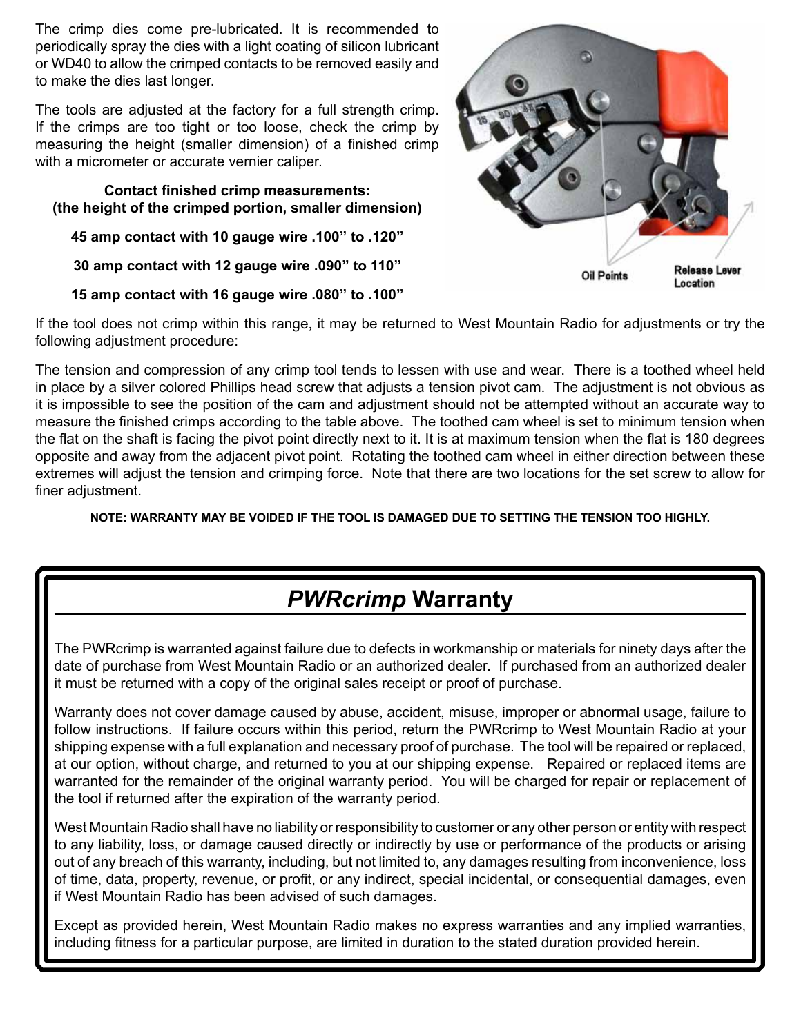The crimp dies come pre-lubricated. It is recommended to periodically spray the dies with a light coating of silicon lubricant or WD40 to allow the crimped contacts to be removed easily and to make the dies last longer.

The tools are adjusted at the factory for a full strength crimp. If the crimps are too tight or too loose, check the crimp by measuring the height (smaller dimension) of a finished crimp with a micrometer or accurate vernier caliper.

**Contact finished crimp measurements:**
**(the height of the crimped portion, smaller dimension)**

**45 amp contact with 10 gauge wire .100” to .120”**

**30 amp contact with 12 gauge wire .090” to 110”**

**15 amp contact with 16 gauge wire .080” to .100”**

Oil Points

Release Lever Location

If the tool does not crimp within this range, it may be returned to West Mountain Radio for adjustments or try the following adjustment procedure:

The tension and compression of any crimp tool tends to lessen with use and wear. There is a toothed wheel held in place by a silver colored Phillips head screw that adjusts a tension pivot cam. The adjustment is not obvious as it is impossible to see the position of the cam and adjustment should not be attempted without an accurate way to measure the finished crimps according to the table above. The toothed cam wheel is set to minimum tension when the flat on the shaft is facing the pivot point directly next to it. It is at maximum tension when the flat is 180 degrees opposite and away from the adjacent pivot point. Rotating the toothed cam wheel in either direction between these extremes will adjust the tension and crimping force. Note that there are two locations for the set screw to allow for finer adjustment.

**NOTE: WARRANTY MAY BE VOIDED IF THE TOOL IS DAMAGED DUE TO SETTING THE TENSION TOO HIGHLY.**

## *PWRcrimp* Warranty

The PWRcrimp is warranted against failure due to defects in workmanship or materials for ninety days after the date of purchase from West Mountain Radio or an authorized dealer. If purchased from an authorized dealer it must be returned with a copy of the original sales receipt or proof of purchase.

Warranty does not cover damage caused by abuse, accident, misuse, improper or abnormal usage, failure to follow instructions. If failure occurs within this period, return the PWRcrimp to West Mountain Radio at your shipping expense with a full explanation and necessary proof of purchase. The tool will be repaired or replaced, at our option, without charge, and returned to you at our shipping expense. Repaired or replaced items are warranted for the remainder of the original warranty period. You will be charged for repair or replacement of the tool if returned after the expiration of the warranty period.

West Mountain Radio shall have no liability or responsibility to customer or any other person or entity with respect to any liability, loss, or damage caused directly or indirectly by use or performance of the products or arising out of any breach of this warranty, including, but not limited to, any damages resulting from inconvenience, loss of time, data, property, revenue, or profit, or any indirect, special incidental, or consequential damages, even if West Mountain Radio has been advised of such damages.

Except as provided herein, West Mountain Radio makes no express warranties and any implied warranties, including fitness for a particular purpose, are limited in duration to the stated duration provided herein.